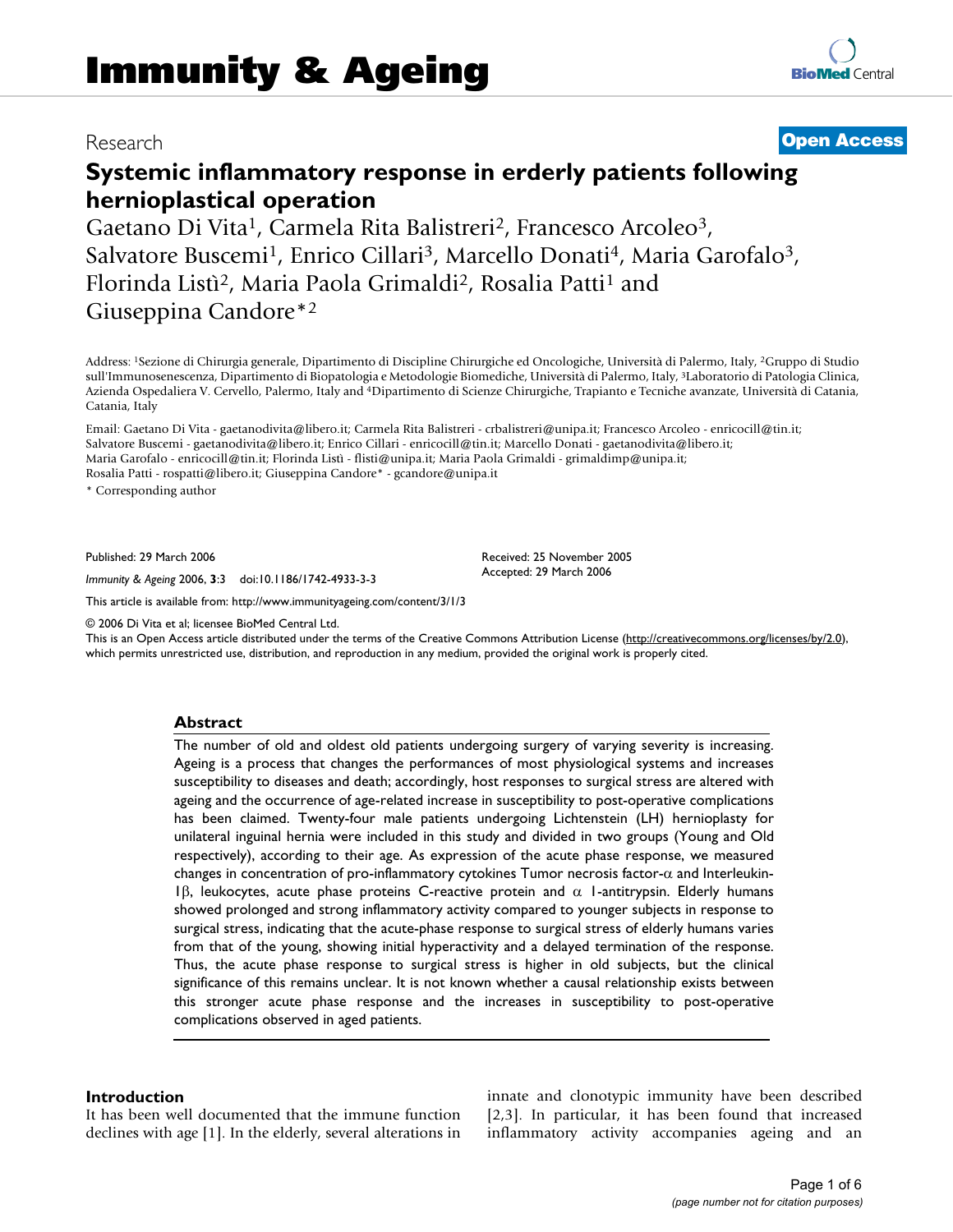# Immunity & Ageing

Research

**Open Access**

## Systemic inflammatory response in erderly patients following hernioplastical operation

Gaetano Di Vita[1], Carmela Rita Balistreri[2], Francesco Arcoleo[3], Salvatore Buscemi[1], Enrico Cillari[3], Marcello Donati[4], Maria Garofalo[3], Florinda Listì[2], Maria Paola Grimaldi[2], Rosalia Patti[1] and Giuseppina Candore*[2]

Address: [1]Sezione di Chirurgia generale, Dipartimento di Discipline Chirurgiche ed Oncologiche, Università di Palermo, Italy, [2]Gruppo di Studio sull'Immunosenescenza, Dipartimento di Biopatologia e Metodologie Biomediche, Università di Palermo, Italy, [3]Laboratorio di Patologia Clinica, Azienda Ospedaliera V. Cervello, Palermo, Italy and [4]Dipartimento di Scienze Chirurgiche, Trapianto e Tecniche avanzate, Università di Catania, Catania, Italy

Email: Gaetano Di Vita - gaetanodivita@libero.it; Carmela Rita Balistreri - crbalistreri@unipa.it; Francesco Arcoleo - enricocill@tin.it; Salvatore Buscemi - gaetanodivita@libero.it; Enrico Cillari - enricocill@tin.it; Marcello Donati - gaetanodivita@libero.it; Maria Garofalo - enricocill@tin.it; Florinda Listì - flisti@unipa.it; Maria Paola Grimaldi - grimaldimp@unipa.it; Rosalia Patti - rospatti@libero.it; Giuseppina Candore* - gcandore@unipa.it

* Corresponding author

Published: 29 March 2006

*Immunity & Ageing* 2006, **3**:3 doi:10.1186/1742-4933-3-3

Received: 25 November 2005
Accepted: 29 March 2006

This article is available from: http://www.immunityageing.com/content/3/1/3

© 2006 Di Vita et al; licensee BioMed Central Ltd.
This is an Open Access article distributed under the terms of the Creative Commons Attribution License (http://creativecommons.org/licenses/by/2.0), which permits unrestricted use, distribution, and reproduction in any medium, provided the original work is properly cited.

### Abstract

The number of old and oldest old patients undergoing surgery of varying severity is increasing. Ageing is a process that changes the performances of most physiological systems and increases susceptibility to diseases and death; accordingly, host responses to surgical stress are altered with ageing and the occurrence of age-related increase in susceptibility to post-operative complications has been claimed. Twenty-four male patients undergoing Lichtenstein (LH) hernioplasty for unilateral inguinal hernia were included in this study and divided in two groups (Young and Old respectively), according to their age. As expression of the acute phase response, we measured changes in concentration of pro-inflammatory cytokines Tumor necrosis factor-$\alpha$ and Interleukin-1$\beta$, leukocytes, acute phase proteins C-reactive protein and $\alpha$ 1-antitrypsin. Elderly humans showed prolonged and strong inflammatory activity compared to younger subjects in response to surgical stress, indicating that the acute-phase response to surgical stress of elderly humans varies from that of the young, showing initial hyperactivity and a delayed termination of the response. Thus, the acute phase response to surgical stress is higher in old subjects, but the clinical significance of this remains unclear. It is not known whether a causal relationship exists between this stronger acute phase response and the increases in susceptibility to post-operative complications observed in aged patients.

### Introduction

It has been well documented that the immune function declines with age [1]. In the elderly, several alterations in innate and clonotypic immunity have been described [2,3]. In particular, it has been found that increased inflammatory activity accompanies ageing and an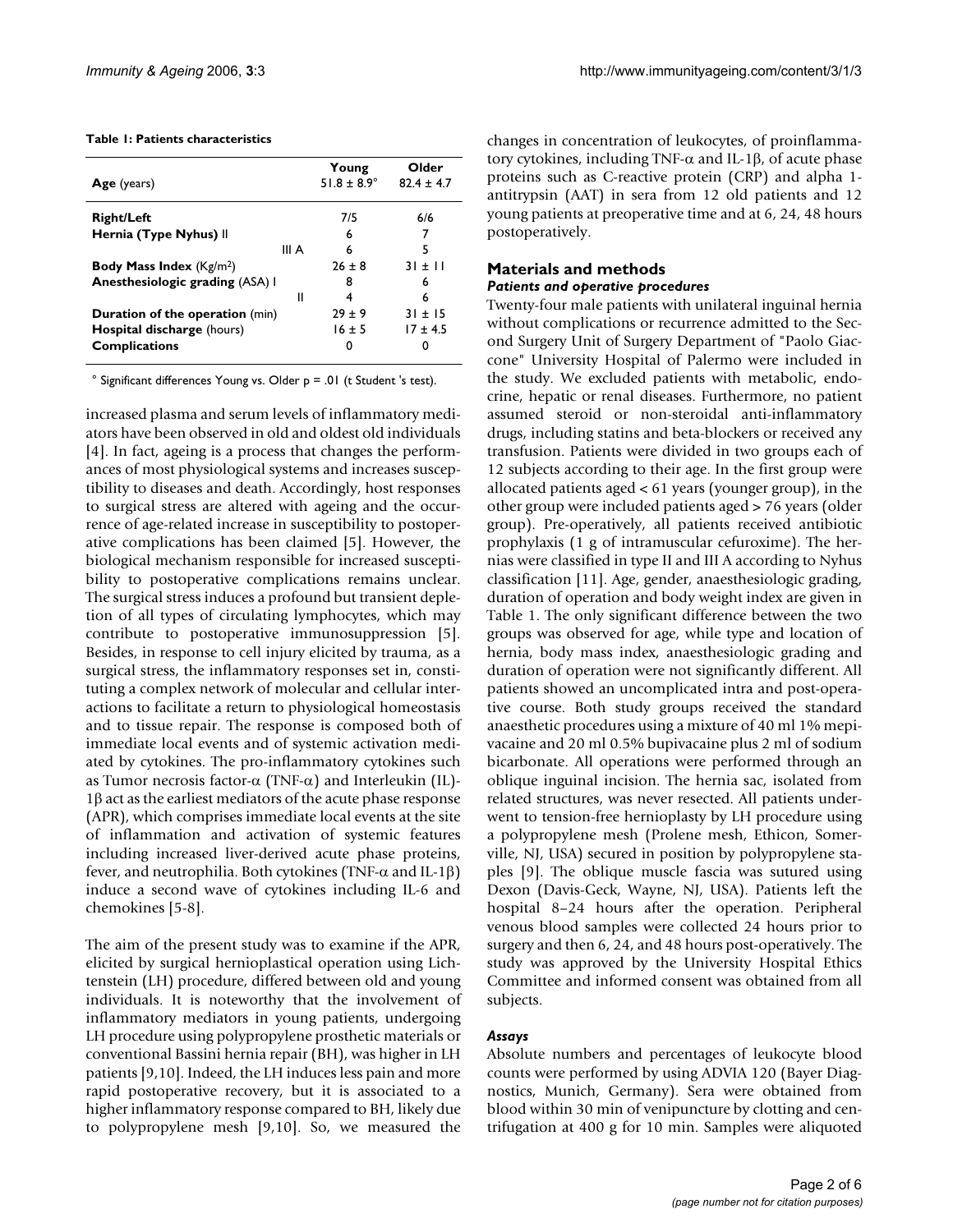**Table 1: Patients characteristics**

| **Age** (years) | | Young $51.8 \pm 8.9°$ | Older $82.4 \pm 4.7$ |
|---|---|---|---|
| **Right/Left** | | 7/5 | 6/6 |
| **Hernia (Type Nyhus)** II | | 6 | 7 |
| | III A | 6 | 5 |
| **Body Mass Index** (Kg/m$^2$) | | $26 \pm 8$ | $31 \pm 11$ |
| **Anesthesiologic grading** (ASA) I | | 8 | 6 |
| | II | 4 | 6 |
| **Duration of the operation** (min) | | $29 \pm 9$ | $31 \pm 15$ |
| **Hospital discharge** (hours) | | $16 \pm 5$ | $17 \pm 4.5$ |
| **Complications** | | 0 | 0 |

° Significant differences Young vs. Older p = .01 (t Student 's test).

increased plasma and serum levels of inflammatory mediators have been observed in old and oldest old individuals [4]. In fact, ageing is a process that changes the performances of most physiological systems and increases susceptibility to diseases and death. Accordingly, host responses to surgical stress are altered with ageing and the occurrence of age-related increase in susceptibility to postoperative complications has been claimed [5]. However, the biological mechanism responsible for increased susceptibility to postoperative complications remains unclear. The surgical stress induces a profound but transient depletion of all types of circulating lymphocytes, which may contribute to postoperative immunosuppression [5]. Besides, in response to cell injury elicited by trauma, as a surgical stress, the inflammatory responses set in, constituting a complex network of molecular and cellular interactions to facilitate a return to physiological homeostasis and to tissue repair. The response is composed both of immediate local events and of systemic activation mediated by cytokines. The pro-inflammatory cytokines such as Tumor necrosis factor-α (TNF-α) and Interleukin (IL)-1β act as the earliest mediators of the acute phase response (APR), which comprises immediate local events at the site of inflammation and activation of systemic features including increased liver-derived acute phase proteins, fever, and neutrophilia. Both cytokines (TNF-α and IL-1β) induce a second wave of cytokines including IL-6 and chemokines [5-8].

The aim of the present study was to examine if the APR, elicited by surgical hernioplastical operation using Lichtenstein (LH) procedure, differed between old and young individuals. It is noteworthy that the involvement of inflammatory mediators in young patients, undergoing LH procedure using polypropylene prosthetic materials or conventional Bassini hernia repair (BH), was higher in LH patients [9,10]. Indeed, the LH induces less pain and more rapid postoperative recovery, but it is associated to a higher inflammatory response compared to BH, likely due to polypropylene mesh [9,10]. So, we measured the changes in concentration of leukocytes, of proinflammatory cytokines, including TNF-α and IL-1β, of acute phase proteins such as C-reactive protein (CRP) and alpha 1-antitrypsin (AAT) in sera from 12 old patients and 12 young patients at preoperative time and at 6, 24, 48 hours postoperatively.

## Materials and methods

### *Patients and operative procedures*

Twenty-four male patients with unilateral inguinal hernia without complications or recurrence admitted to the Second Surgery Unit of Surgery Department of "Paolo Giaccone" University Hospital of Palermo were included in the study. We excluded patients with metabolic, endocrine, hepatic or renal diseases. Furthermore, no patient assumed steroid or non-steroidal anti-inflammatory drugs, including statins and beta-blockers or received any transfusion. Patients were divided in two groups each of 12 subjects according to their age. In the first group were allocated patients aged < 61 years (younger group), in the other group were included patients aged > 76 years (older group). Pre-operatively, all patients received antibiotic prophylaxis (1 g of intramuscular cefuroxime). The hernias were classified in type II and III A according to Nyhus classification [11]. Age, gender, anaesthesiologic grading, duration of operation and body weight index are given in Table 1. The only significant difference between the two groups was observed for age, while type and location of hernia, body mass index, anaesthesiologic grading and duration of operation were not significantly different. All patients showed an uncomplicated intra and post-operative course. Both study groups received the standard anaesthetic procedures using a mixture of 40 ml 1% mepivacaine and 20 ml 0.5% bupivacaine plus 2 ml of sodium bicarbonate. All operations were performed through an oblique inguinal incision. The hernia sac, isolated from related structures, was never resected. All patients underwent to tension-free hernioplasty by LH procedure using a polypropylene mesh (Prolene mesh, Ethicon, Somerville, NJ, USA) secured in position by polypropylene staples [9]. The oblique muscle fascia was sutured using Dexon (Davis-Geck, Wayne, NJ, USA). Patients left the hospital 8–24 hours after the operation. Peripheral venous blood samples were collected 24 hours prior to surgery and then 6, 24, and 48 hours post-operatively. The study was approved by the University Hospital Ethics Committee and informed consent was obtained from all subjects.

### *Assays*

Absolute numbers and percentages of leukocyte blood counts were performed by using ADVIA 120 (Bayer Diagnostics, Munich, Germany). Sera were obtained from blood within 30 min of venipuncture by clotting and centrifugation at 400 g for 10 min. Samples were aliquoted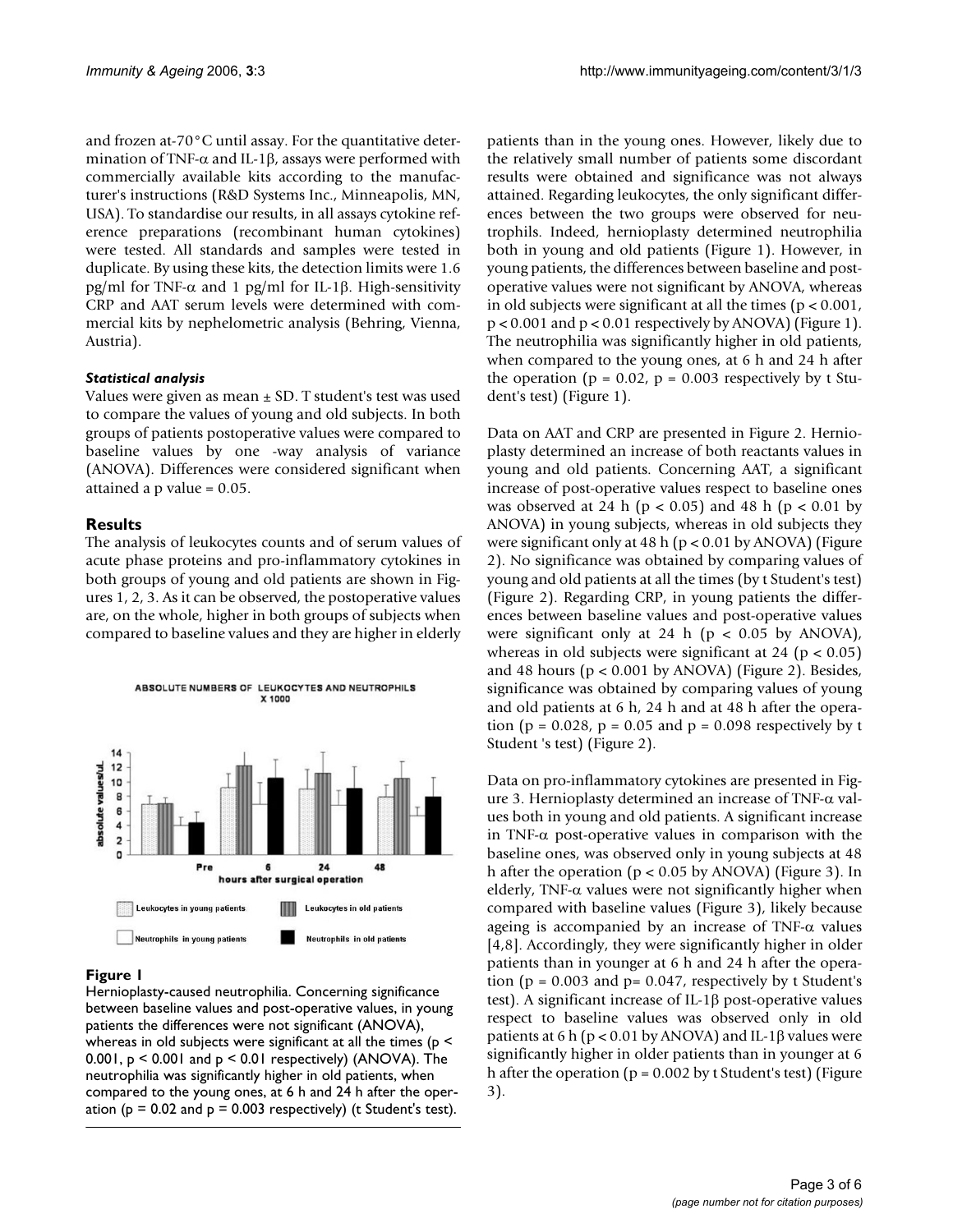and frozen at-70°C until assay. For the quantitative determination of TNF-$\alpha$ and IL-1$\beta$, assays were performed with commercially available kits according to the manufacturer's instructions (R&D Systems Inc., Minneapolis, MN, USA). To standardise our results, in all assays cytokine reference preparations (recombinant human cytokines) were tested. All standards and samples were tested in duplicate. By using these kits, the detection limits were 1.6 pg/ml for TNF-$\alpha$ and 1 pg/ml for IL-1$\beta$. High-sensitivity CRP and AAT serum levels were determined with commercial kits by nephelometric analysis (Behring, Vienna, Austria).

### *Statistical analysis*

Values were given as mean ± SD. T student's test was used to compare the values of young and old subjects. In both groups of patients postoperative values were compared to baseline values by one -way analysis of variance (ANOVA). Differences were considered significant when attained a p value = 0.05.

## Results

The analysis of leukocytes counts and of serum values of acute phase proteins and pro-inflammatory cytokines in both groups of young and old patients are shown in Figures 1, 2, 3. As it can be observed, the postoperative values are, on the whole, higher in both groups of subjects when compared to baseline values and they are higher in elderly patients than in the young ones. However, likely due to the relatively small number of patients some discordant results were obtained and significance was not always attained. Regarding leukocytes, the only significant differences between the two groups were observed for neutrophils. Indeed, hernioplasty determined neutrophilia both in young and old patients (Figure 1). However, in young patients, the differences between baseline and post-operative values were not significant by ANOVA, whereas in old subjects were significant at all the times ($p < 0.001$, $p < 0.001$ and $p < 0.01$ respectively by ANOVA) (Figure 1). The neutrophilia was significantly higher in old patients, when compared to the young ones, at 6 h and 24 h after the operation ($p = 0.02$, $p = 0.003$ respectively by t Student's test) (Figure 1).

**Figure 1**

Hernioplasty-caused neutrophilia. Concerning significance between baseline values and post-operative values, in young patients the differences were not significant (ANOVA), whereas in old subjects were significant at all the times ($p < 0.001$, $p < 0.001$ and $p < 0.01$ respectively) (ANOVA). The neutrophilia was significantly higher in old patients, when compared to the young ones, at 6 h and 24 h after the operation ($p = 0.02$ and $p = 0.003$ respectively) (t Student's test).

Data on AAT and CRP are presented in Figure 2. Hernioplasty determined an increase of both reactants values in young and old patients. Concerning AAT, a significant increase of post-operative values respect to baseline ones was observed at 24 h ($p < 0.05$) and 48 h ($p < 0.01$ by ANOVA) in young subjects, whereas in old subjects they were significant only at 48 h ($p < 0.01$ by ANOVA) (Figure 2). No significance was obtained by comparing values of young and old patients at all the times (by t Student's test) (Figure 2). Regarding CRP, in young patients the differences between baseline values and post-operative values were significant only at 24 h ($p < 0.05$ by ANOVA), whereas in old subjects were significant at 24 ($p < 0.05$) and 48 hours ($p < 0.001$ by ANOVA) (Figure 2). Besides, significance was obtained by comparing values of young and old patients at 6 h, 24 h and at 48 h after the operation ($p = 0.028$, $p = 0.05$ and $p = 0.098$ respectively by t Student 's test) (Figure 2).

Data on pro-inflammatory cytokines are presented in Figure 3. Hernioplasty determined an increase of TNF-$\alpha$ values both in young and old patients. A significant increase in TNF-$\alpha$ post-operative values in comparison with the baseline ones, was observed only in young subjects at 48 h after the operation ($p < 0.05$ by ANOVA) (Figure 3). In elderly, TNF-$\alpha$ values were not significantly higher when compared with baseline values (Figure 3), likely because ageing is accompanied by an increase of TNF-$\alpha$ values [4,8]. Accordingly, they were significantly higher in older patients than in younger at 6 h and 24 h after the operation ($p = 0.003$ and $p= 0.047$, respectively by t Student's test). A significant increase of IL-1$\beta$ post-operative values respect to baseline values was observed only in old patients at 6 h ($p < 0.01$ by ANOVA) and IL-1$\beta$ values were significantly higher in older patients than in younger at 6 h after the operation ($p = 0.002$ by t Student's test) (Figure 3).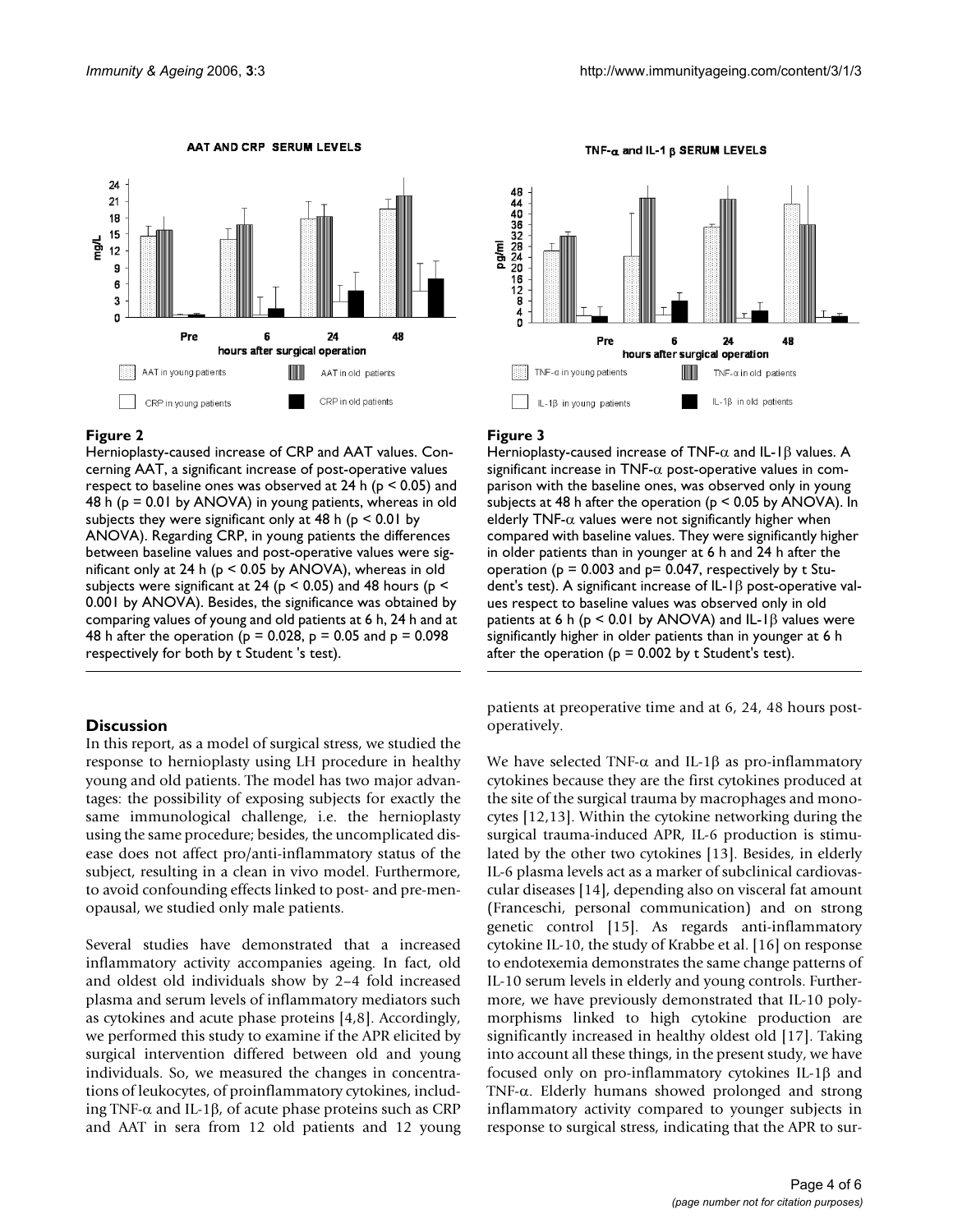**Figure 2**

Hernioplasty-caused increase of CRP and AAT values. Concerning AAT, a significant increase of post-operative values respect to baseline ones was observed at 24 h ($p < 0.05$) and 48 h ($p = 0.01$ by ANOVA) in young patients, whereas in old subjects they were significant only at 48 h ($p < 0.01$ by ANOVA). Regarding CRP, in young patients the differences between baseline values and post-operative values were significant only at 24 h ($p < 0.05$ by ANOVA), whereas in old subjects were significant at 24 ($p < 0.05$) and 48 hours ($p < 0.001$ by ANOVA). Besides, the significance was obtained by comparing values of young and old patients at 6 h, 24 h and at 48 h after the operation ($p = 0.028$, $p = 0.05$ and $p = 0.098$ respectively for both by t Student 's test).

**Figure 3**

Hernioplasty-caused increase of TNF-α and IL-1β values. A significant increase in TNF-α post-operative values in comparison with the baseline ones, was observed only in young subjects at 48 h after the operation ($p < 0.05$ by ANOVA). In elderly TNF-α values were not significantly higher when compared with baseline values. They were significantly higher in older patients than in younger at 6 h and 24 h after the operation ($p = 0.003$ and $p = 0.047$, respectively by t Student's test). A significant increase of IL-1β post-operative values respect to baseline values was observed only in old patients at 6 h ($p < 0.01$ by ANOVA) and IL-1β values were significantly higher in older patients than in younger at 6 h after the operation ($p = 0.002$ by t Student's test).

## Discussion

In this report, as a model of surgical stress, we studied the response to hernioplasty using LH procedure in healthy young and old patients. The model has two major advantages: the possibility of exposing subjects for exactly the same immunological challenge, i.e. the hernioplasty using the same procedure; besides, the uncomplicated disease does not affect pro/anti-inflammatory status of the subject, resulting in a clean in vivo model. Furthermore, to avoid confounding effects linked to post- and pre-menopausal, we studied only male patients.

Several studies have demonstrated that a increased inflammatory activity accompanies ageing. In fact, old and oldest old individuals show by 2–4 fold increased plasma and serum levels of inflammatory mediators such as cytokines and acute phase proteins [4,8]. Accordingly, we performed this study to examine if the APR elicited by surgical intervention differed between old and young individuals. So, we measured the changes in concentrations of leukocytes, of proinflammatory cytokines, including TNF-α and IL-1β, of acute phase proteins such as CRP and AAT in sera from 12 old patients and 12 young patients at preoperative time and at 6, 24, 48 hours post-operatively.

We have selected TNF-α and IL-1β as pro-inflammatory cytokines because they are the first cytokines produced at the site of the surgical trauma by macrophages and monocytes [12,13]. Within the cytokine networking during the surgical trauma-induced APR, IL-6 production is stimulated by the other two cytokines [13]. Besides, in elderly IL-6 plasma levels act as a marker of subclinical cardiovascular diseases [14], depending also on visceral fat amount (Franceschi, personal communication) and on strong genetic control [15]. As regards anti-inflammatory cytokine IL-10, the study of Krabbe et al. [16] on response to endotexemia demonstrates the same change patterns of IL-10 serum levels in elderly and young controls. Furthermore, we have previously demonstrated that IL-10 polymorphisms linked to high cytokine production are significantly increased in healthy oldest old [17]. Taking into account all these things, in the present study, we have focused only on pro-inflammatory cytokines IL-1β and TNF-α. Elderly humans showed prolonged and strong inflammatory activity compared to younger subjects in response to surgical stress, indicating that the APR to sur-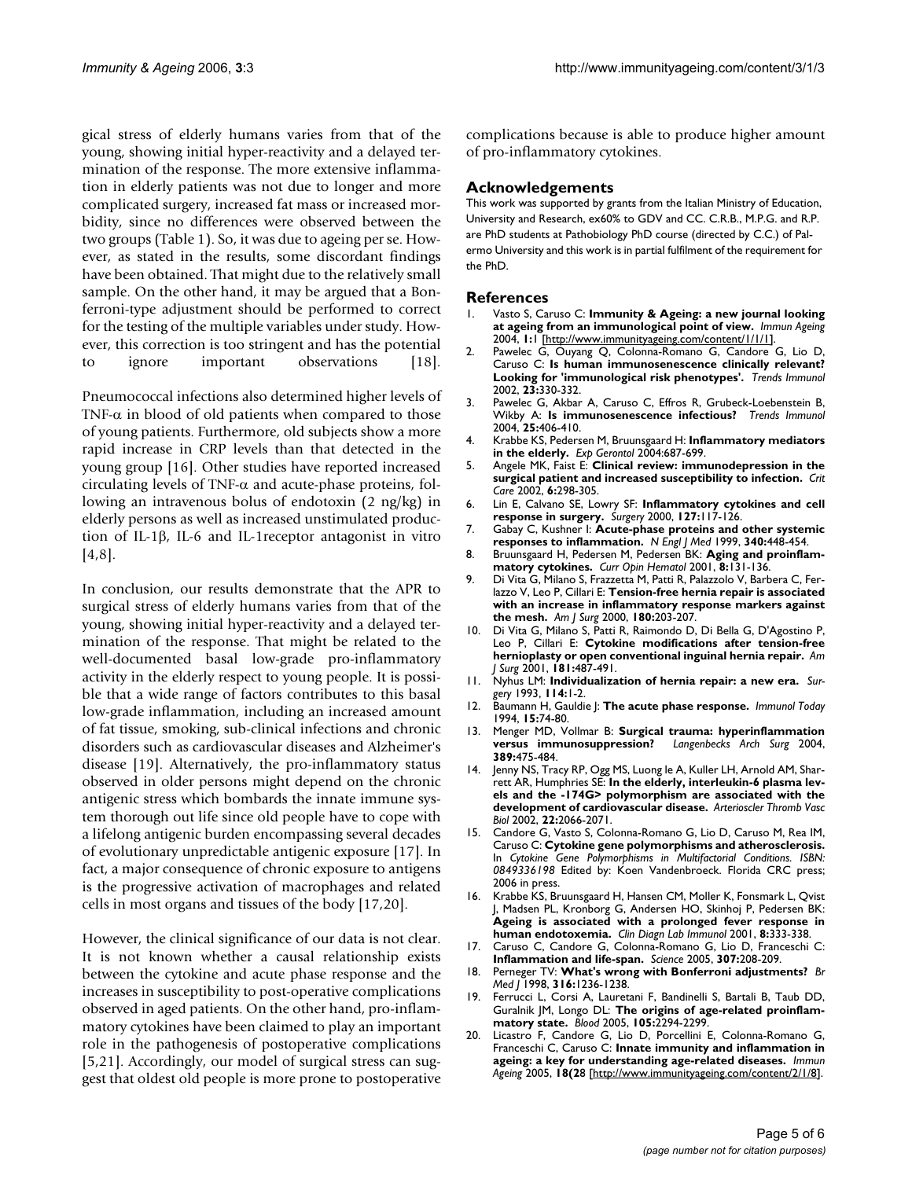gical stress of elderly humans varies from that of the young, showing initial hyper-reactivity and a delayed termination of the response. The more extensive inflammation in elderly patients was not due to longer and more complicated surgery, increased fat mass or increased morbidity, since no differences were observed between the two groups (Table 1). So, it was due to ageing per se. However, as stated in the results, some discordant findings have been obtained. That might due to the relatively small sample. On the other hand, it may be argued that a Bonferroni-type adjustment should be performed to correct for the testing of the multiple variables under study. However, this correction is too stringent and has the potential to ignore important observations [18].

Pneumococcal infections also determined higher levels of TNF-$\alpha$ in blood of old patients when compared to those of young patients. Furthermore, old subjects show a more rapid increase in CRP levels than that detected in the young group [16]. Other studies have reported increased circulating levels of TNF-$\alpha$ and acute-phase proteins, following an intravenous bolus of endotoxin (2 ng/kg) in elderly persons as well as increased unstimulated production of IL-1$\beta$, IL-6 and IL-1receptor antagonist in vitro [4,8].

In conclusion, our results demonstrate that the APR to surgical stress of elderly humans varies from that of the young, showing initial hyper-reactivity and a delayed termination of the response. That might be related to the well-documented basal low-grade pro-inflammatory activity in the elderly respect to young people. It is possible that a wide range of factors contributes to this basal low-grade inflammation, including an increased amount of fat tissue, smoking, sub-clinical infections and chronic disorders such as cardiovascular diseases and Alzheimer's disease [19]. Alternatively, the pro-inflammatory status observed in older persons might depend on the chronic antigenic stress which bombards the innate immune system thorough out life since old people have to cope with a lifelong antigenic burden encompassing several decades of evolutionary unpredictable antigenic exposure [17]. In fact, a major consequence of chronic exposure to antigens is the progressive activation of macrophages and related cells in most organs and tissues of the body [17,20].

However, the clinical significance of our data is not clear. It is not known whether a causal relationship exists between the cytokine and acute phase response and the increases in susceptibility to post-operative complications observed in aged patients. On the other hand, pro-inflammatory cytokines have been claimed to play an important role in the pathogenesis of postoperative complications [5,21]. Accordingly, our model of surgical stress can suggest that oldest old people is more prone to postoperative complications because is able to produce higher amount of pro-inflammatory cytokines.

## Acknowledgements

This work was supported by grants from the Italian Ministry of Education, University and Research, ex60% to GDV and CC. C.R.B., M.P.G. and R.P. are PhD students at Pathobiology PhD course (directed by C.C.) of Palermo University and this work is in partial fulfilment of the requirement for the PhD.

## References

1. Vasto S, Caruso C: **Immunity & Ageing: a new journal looking at ageing from an immunological point of view.** *Immun Ageing* 2004, **1:**1 [http://www.immunityageing.com/content/1/1/1].
2. Pawelec G, Ouyang Q, Colonna-Romano G, Candore G, Lio D, Caruso C: **Is human immunosenescence clinically relevant? Looking for 'immunological risk phenotypes'.** *Trends Immunol* 2002, **23:**330-332.
3. Pawelec G, Akbar A, Caruso C, Effros R, Grubeck-Loebenstein B, Wikby A: **Is immunosenescence infectious?** *Trends Immunol* 2004, **25:**406-410.
4. Krabbe KS, Pedersen M, Bruunsgaard H: **Inflammatory mediators in the elderly.** *Exp Gerontol* 2004:687-699.
5. Angele MK, Faist E: **Clinical review: immunodepression in the surgical patient and increased susceptibility to infection.** *Crit Care* 2002, **6:**298-305.
6. Lin E, Calvano SE, Lowry SF: **Inflammatory cytokines and cell response in surgery.** *Surgery* 2000, **127:**117-126.
7. Gabay C, Kushner I: **Acute-phase proteins and other systemic responses to inflammation.** *N Engl J Med* 1999, **340:**448-454.
8. Bruunsgaard H, Pedersen M, Pedersen BK: **Aging and proinflammatory cytokines.** *Curr Opin Hematol* 2001, **8:**131-136.
9. Di Vita G, Milano S, Frazzetta M, Patti R, Palazzolo V, Barbera C, Ferlazzo V, Leo P, Cillari E: **Tension-free hernia repair is associated with an increase in inflammatory response markers against the mesh.** *Am J Surg* 2000, **180:**203-207.
10. Di Vita G, Milano S, Patti R, Raimondo D, Di Bella G, D'Agostino P, Leo P, Cillari E: **Cytokine modifications after tension-free hernioplasty or open conventional inguinal hernia repair.** *Am J Surg* 2001, **181:**487-491.
11. Nyhus LM: **Individualization of hernia repair: a new era.** *Surgery* 1993, **114:**1-2.
12. Baumann H, Gauldie J: **The acute phase response.** *Immunol Today* 1994, **15:**74-80.
13. Menger MD, Vollmar B: **Surgical trauma: hyperinflammation versus immunosuppression?** *Langenbecks Arch Surg* 2004, **389:**475-484.
14. Jenny NS, Tracy RP, Ogg MS, Luong le A, Kuller LH, Arnold AM, Sharrett AR, Humphries SE: **In the elderly, interleukin-6 plasma levels and the -174G> polymorphism are associated with the development of cardiovascular disease.** *Arterioscler Thromb Vasc Biol* 2002, **22:**2066-2071.
15. Candore G, Vasto S, Colonna-Romano G, Lio D, Caruso M, Rea IM, Caruso C: **Cytokine gene polymorphisms and atherosclerosis.** In *Cytokine Gene Polymorphisms in Multifactorial Conditions. ISBN: 0849336198* Edited by: Koen Vandenbroeck. Florida CRC press; 2006 in press.
16. Krabbe KS, Bruunsgaard H, Hansen CM, Moller K, Fonsmark L, Qvist J, Madsen PL, Kronborg G, Andersen HO, Skinhoj P, Pedersen BK: **Ageing is associated with a prolonged fever response in human endotoxemia.** *Clin Diagn Lab Immunol* 2001, **8:**333-338.
17. Caruso C, Candore G, Colonna-Romano G, Lio D, Franceschi C: **Inflammation and life-span.** *Science* 2005, **307:**208-209.
18. Perneger TV: **What's wrong with Bonferroni adjustments?** *Br Med J* 1998, **316:**1236-1238.
19. Ferrucci L, Corsi A, Lauretani F, Bandinelli S, Bartali B, Taub DD, Guralnik JM, Longo DL: **The origins of age-related proinflammatory state.** *Blood* 2005, **105:**2294-2299.
20. Licastro F, Candore G, Lio D, Porcellini E, Colonna-Romano G, Franceschi C, Caruso C: **Innate immunity and inflammation in ageing: a key for understanding age-related diseases.** *Immun Ageing* 2005, **18(2**8 [http://www.immunityageing.com/content/2/1/8].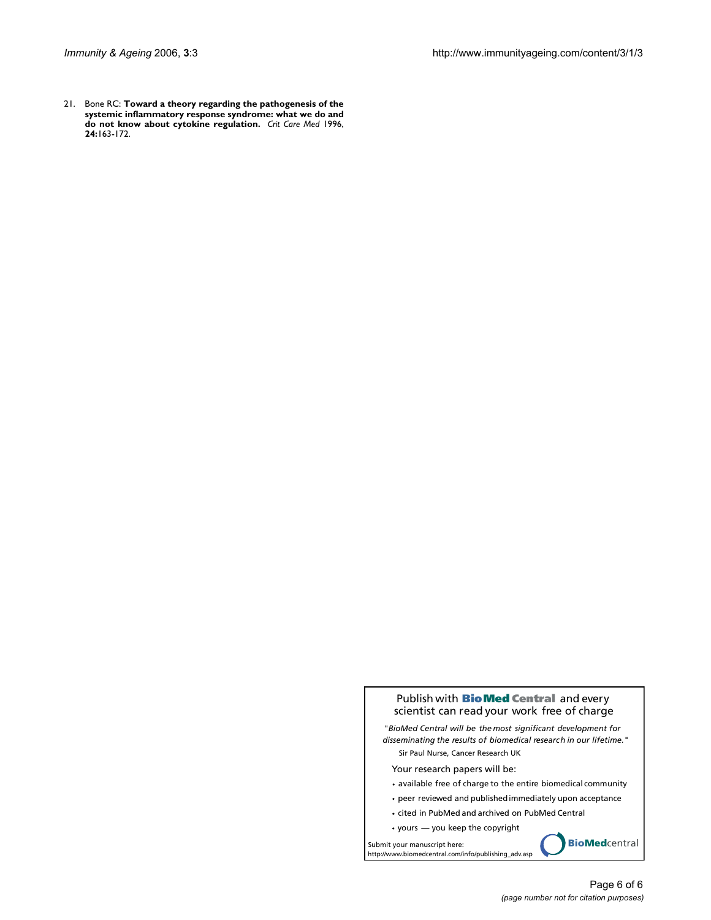21. Bone RC: **Toward a theory regarding the pathogenesis of the systemic inflammatory response syndrome: what we do and do not know about cytokine regulation.** *Crit Care Med* 1996, **24:**163-172.

Publish with **BioMed Central** and every scientist can read your work free of charge

*"BioMed Central will be the most significant development for disseminating the results of biomedical research in our lifetime."*

Sir Paul Nurse, Cancer Research UK

Your research papers will be:

- available free of charge to the entire biomedical community
- peer reviewed and published immediately upon acceptance
- cited in PubMed and archived on PubMed Central
- yours — you keep the copyright

Submit your manuscript here:
http://www.biomedcentral.com/info/publishing_adv.asp

**BioMed**central